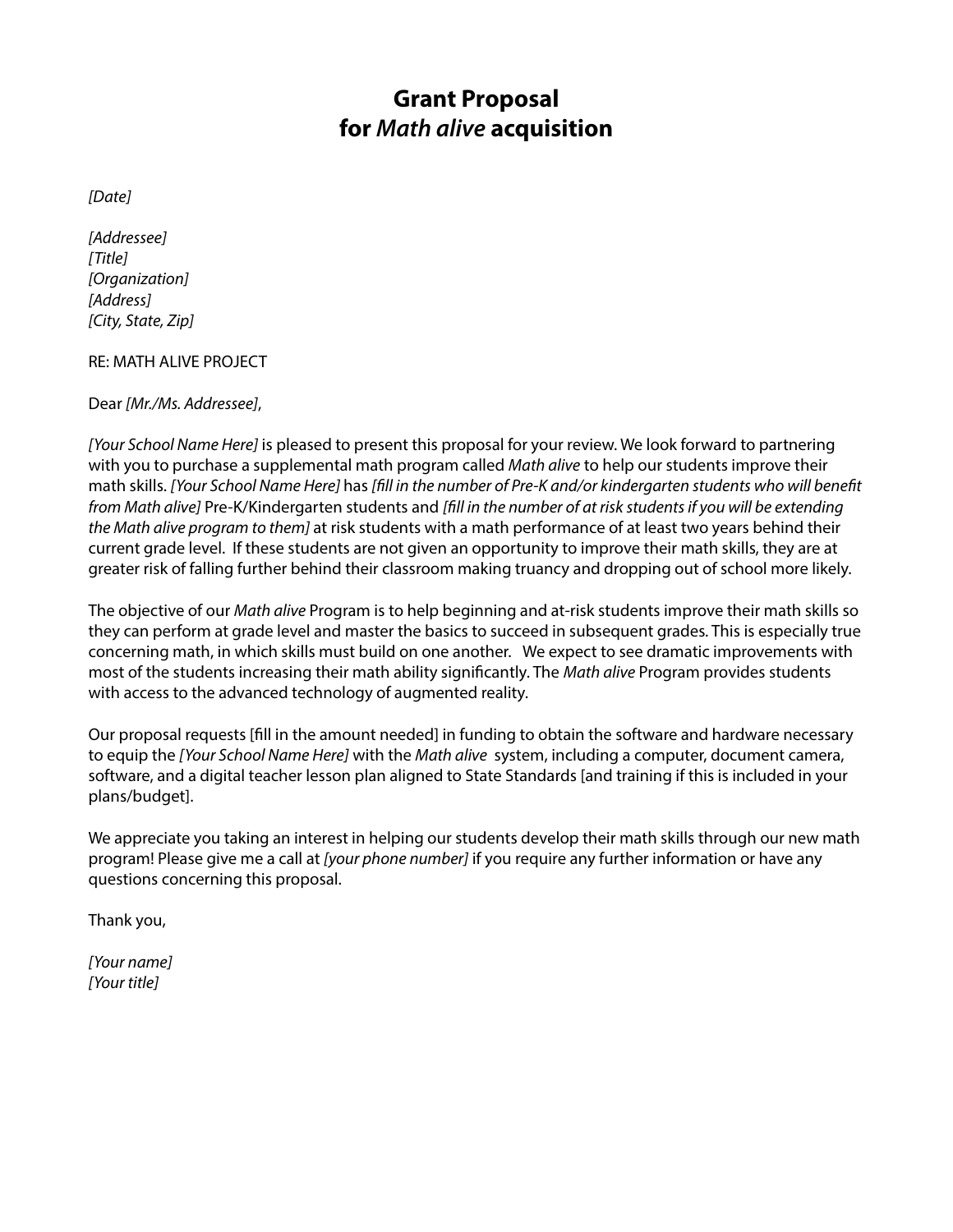# Grant Proposal
# for *Math alive* acquisition

*[Date]*

*[Addressee]*
*[Title]*
*[Organization]*
*[Address]*
*[City, State, Zip]*

RE: MATH ALIVE PROJECT

Dear *[Mr./Ms. Addressee]*,

*[Your School Name Here]* is pleased to present this proposal for your review. We look forward to partnering with you to purchase a supplemental math program called *Math alive* to help our students improve their math skills. *[Your School Name Here]* has *[fill in the number of Pre-K and/or kindergarten students who will benefit from Math alive]* Pre-K/Kindergarten students and *[fill in the number of at risk students if you will be extending the Math alive program to them]* at risk students with a math performance of at least two years behind their current grade level. If these students are not given an opportunity to improve their math skills, they are at greater risk of falling further behind their classroom making truancy and dropping out of school more likely.

The objective of our *Math alive* Program is to help beginning and at-risk students improve their math skills so they can perform at grade level and master the basics to succeed in subsequent grades. This is especially true concerning math, in which skills must build on one another. We expect to see dramatic improvements with most of the students increasing their math ability significantly. The *Math alive* Program provides students with access to the advanced technology of augmented reality.

Our proposal requests [fill in the amount needed] in funding to obtain the software and hardware necessary to equip the *[Your School Name Here]* with the *Math alive* system, including a computer, document camera, software, and a digital teacher lesson plan aligned to State Standards [and training if this is included in your plans/budget].

We appreciate you taking an interest in helping our students develop their math skills through our new math program! Please give me a call at *[your phone number]* if you require any further information or have any questions concerning this proposal.

Thank you,

*[Your name]*
*[Your title]*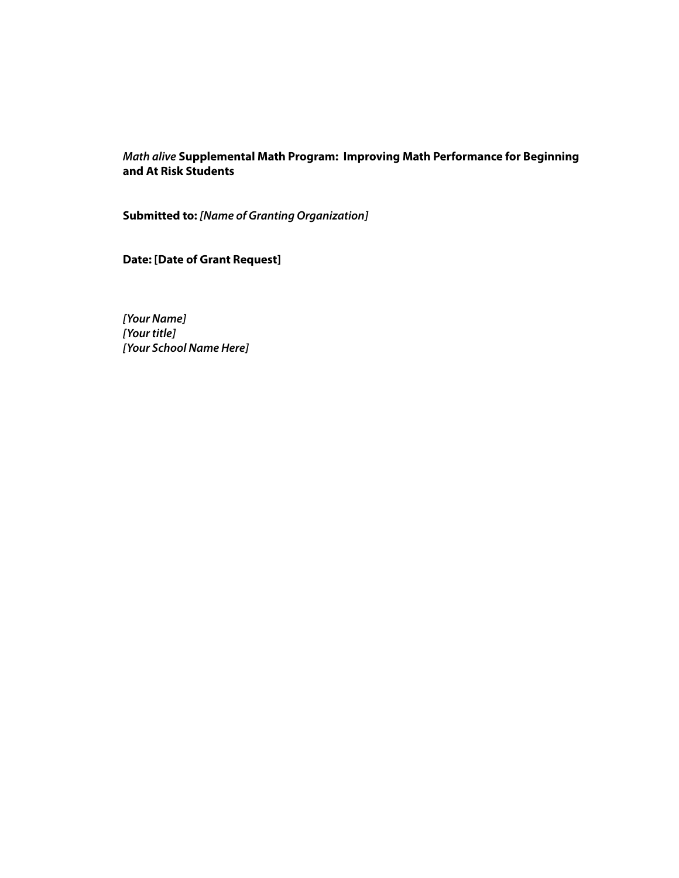*Math alive* **Supplemental Math Program: Improving Math Performance for Beginning and At Risk Students**

**Submitted to:** ***[Name of Granting Organization]***

**Date: [Date of Grant Request]**

***[Your Name]***
***[Your title]***
***[Your School Name Here]***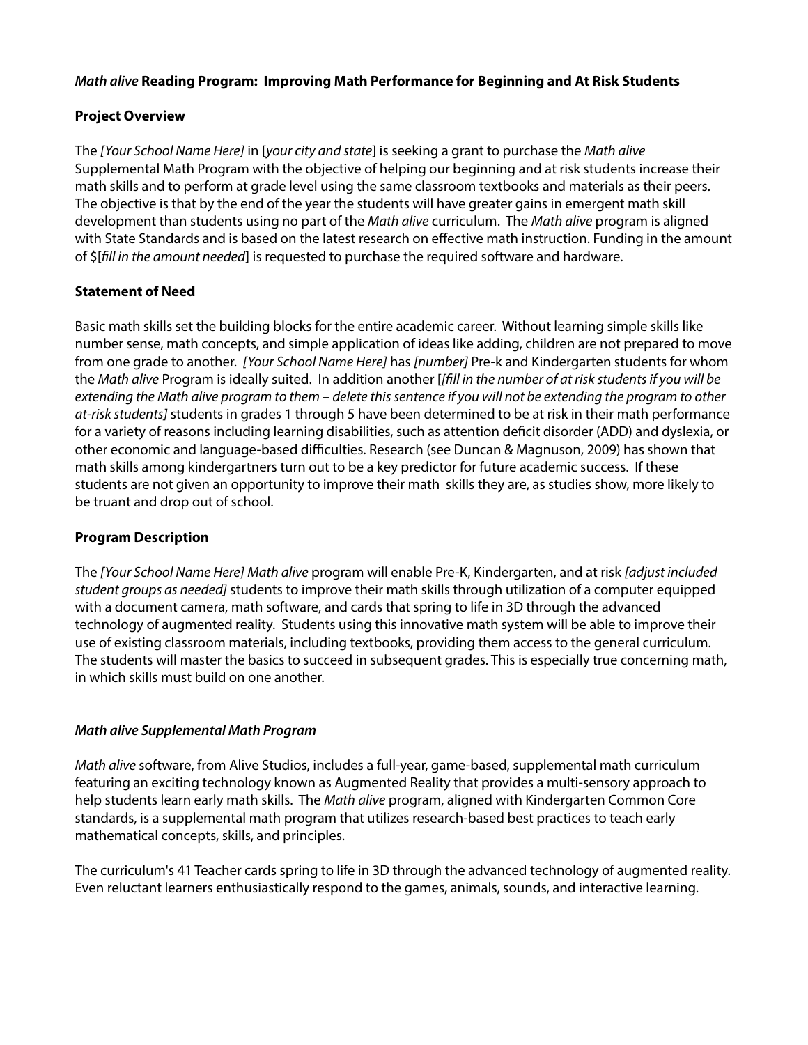***Math alive* Reading Program: Improving Math Performance for Beginning and At Risk Students**

**Project Overview**

The *[Your School Name Here]* in [*your city and state*] is seeking a grant to purchase the *Math alive* Supplemental Math Program with the objective of helping our beginning and at risk students increase their math skills and to perform at grade level using the same classroom textbooks and materials as their peers. The objective is that by the end of the year the students will have greater gains in emergent math skill development than students using no part of the *Math alive* curriculum. The *Math alive* program is aligned with State Standards and is based on the latest research on effective math instruction. Funding in the amount of $[*fill in the amount needed*] is requested to purchase the required software and hardware.

**Statement of Need**

Basic math skills set the building blocks for the entire academic career. Without learning simple skills like number sense, math concepts, and simple application of ideas like adding, children are not prepared to move from one grade to another. *[Your School Name Here]* has *[number]* Pre-k and Kindergarten students for whom the *Math alive* Program is ideally suited. In addition another [*[fill in the number of at risk students if you will be extending the Math alive program to them – delete this sentence if you will not be extending the program to other at-risk students]* students in grades 1 through 5 have been determined to be at risk in their math performance for a variety of reasons including learning disabilities, such as attention deficit disorder (ADD) and dyslexia, or other economic and language-based difficulties. Research (see Duncan & Magnuson, 2009) has shown that math skills among kindergartners turn out to be a key predictor for future academic success. If these students are not given an opportunity to improve their math skills they are, as studies show, more likely to be truant and drop out of school.

**Program Description**

The *[Your School Name Here] Math alive* program will enable Pre-K, Kindergarten, and at risk *[adjust included student groups as needed]* students to improve their math skills through utilization of a computer equipped with a document camera, math software, and cards that spring to life in 3D through the advanced technology of augmented reality. Students using this innovative math system will be able to improve their use of existing classroom materials, including textbooks, providing them access to the general curriculum. The students will master the basics to succeed in subsequent grades. This is especially true concerning math, in which skills must build on one another.

***Math alive Supplemental Math Program***

*Math alive* software, from Alive Studios, includes a full-year, game-based, supplemental math curriculum featuring an exciting technology known as Augmented Reality that provides a multi-sensory approach to help students learn early math skills. The *Math alive* program, aligned with Kindergarten Common Core standards, is a supplemental math program that utilizes research-based best practices to teach early mathematical concepts, skills, and principles.

The curriculum's 41 Teacher cards spring to life in 3D through the advanced technology of augmented reality. Even reluctant learners enthusiastically respond to the games, animals, sounds, and interactive learning.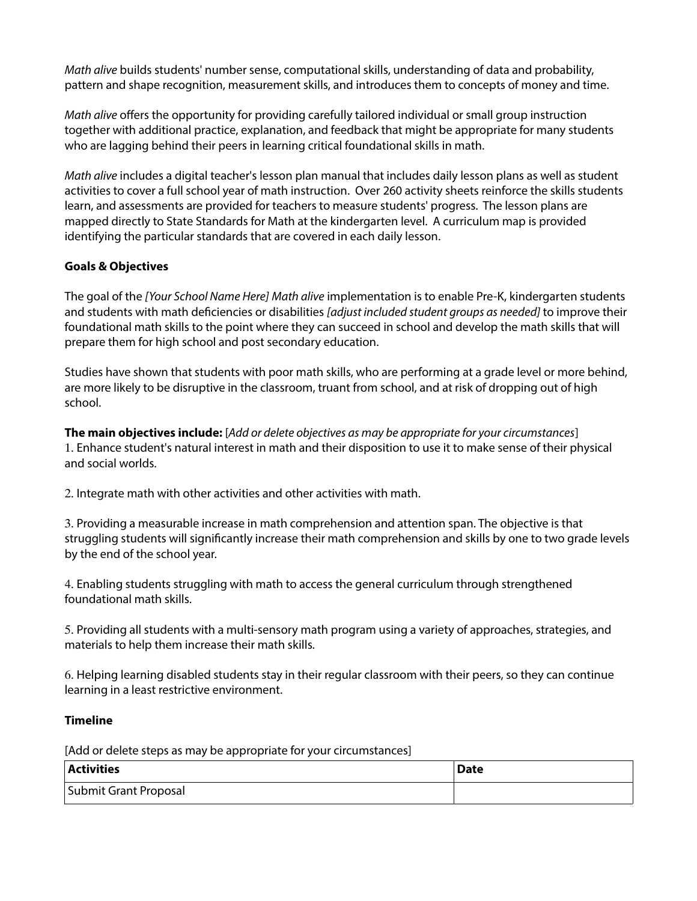*Math alive* builds students' number sense, computational skills, understanding of data and probability, pattern and shape recognition, measurement skills, and introduces them to concepts of money and time.

*Math alive* offers the opportunity for providing carefully tailored individual or small group instruction together with additional practice, explanation, and feedback that might be appropriate for many students who are lagging behind their peers in learning critical foundational skills in math.

*Math alive* includes a digital teacher's lesson plan manual that includes daily lesson plans as well as student activities to cover a full school year of math instruction. Over 260 activity sheets reinforce the skills students learn, and assessments are provided for teachers to measure students' progress. The lesson plans are mapped directly to State Standards for Math at the kindergarten level. A curriculum map is provided identifying the particular standards that are covered in each daily lesson.

**Goals & Objectives**

The goal of the *[Your School Name Here] Math alive* implementation is to enable Pre-K, kindergarten students and students with math deficiencies or disabilities *[adjust included student groups as needed]* to improve their foundational math skills to the point where they can succeed in school and develop the math skills that will prepare them for high school and post secondary education.

Studies have shown that students with poor math skills, who are performing at a grade level or more behind, are more likely to be disruptive in the classroom, truant from school, and at risk of dropping out of high school.

**The main objectives include:** [*Add or delete objectives as may be appropriate for your circumstances*]

1. Enhance student's natural interest in math and their disposition to use it to make sense of their physical and social worlds.

2. Integrate math with other activities and other activities with math.

3. Providing a measurable increase in math comprehension and attention span. The objective is that struggling students will significantly increase their math comprehension and skills by one to two grade levels by the end of the school year.

4. Enabling students struggling with math to access the general curriculum through strengthened foundational math skills.

5. Providing all students with a multi-sensory math program using a variety of approaches, strategies, and materials to help them increase their math skills.

6. Helping learning disabled students stay in their regular classroom with their peers, so they can continue learning in a least restrictive environment.

**Timeline**

[Add or delete steps as may be appropriate for your circumstances]

| Activities | Date |
|---|---|
| Submit Grant Proposal | |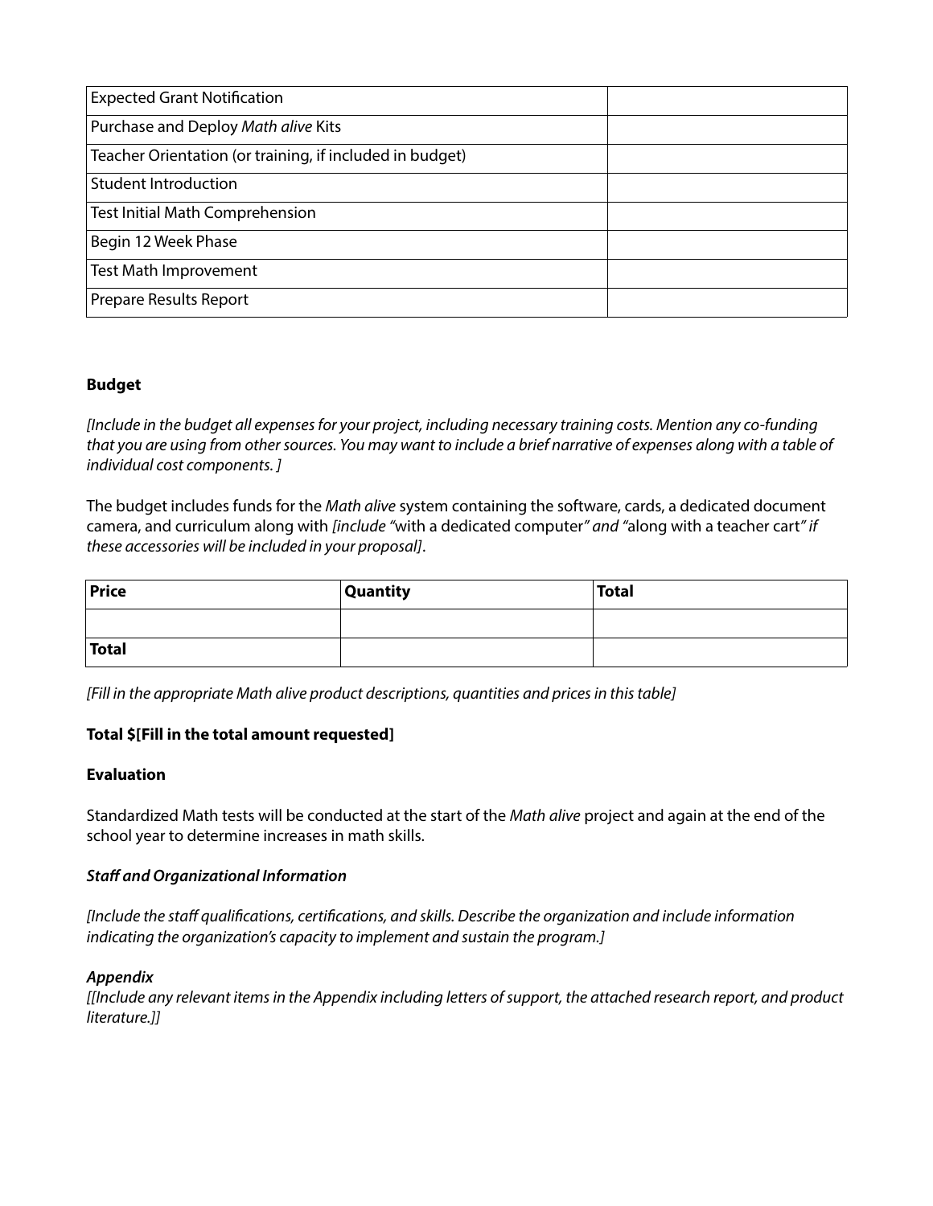| | |
|---|---|
| Expected Grant Notification | |
| Purchase and Deploy *Math alive* Kits | |
| Teacher Orientation (or training, if included in budget) | |
| Student Introduction | |
| Test Initial Math Comprehension | |
| Begin 12 Week Phase | |
| Test Math Improvement | |
| Prepare Results Report | |

**Budget**

*[Include in the budget all expenses for your project, including necessary training costs. Mention any co-funding that you are using from other sources. You may want to include a brief narrative of expenses along with a table of individual cost components. ]*

The budget includes funds for the *Math alive* system containing the software, cards, a dedicated document camera, and curriculum along with *[include "*with a dedicated computer*" and "*along with a teacher cart*" if these accessories will be included in your proposal]*.

| **Price** | **Quantity** | **Total** |
|---|---|---|
| | | |
| **Total** | | |

*[Fill in the appropriate Math alive product descriptions, quantities and prices in this table]*

**Total $[Fill in the total amount requested]**

**Evaluation**

Standardized Math tests will be conducted at the start of the *Math alive* project and again at the end of the school year to determine increases in math skills.

***Staff and Organizational Information***

*[Include the staff qualifications, certifications, and skills. Describe the organization and include information indicating the organization's capacity to implement and sustain the program.]*

***Appendix***

*[[Include any relevant items in the Appendix including letters of support, the attached research report, and product literature.]]*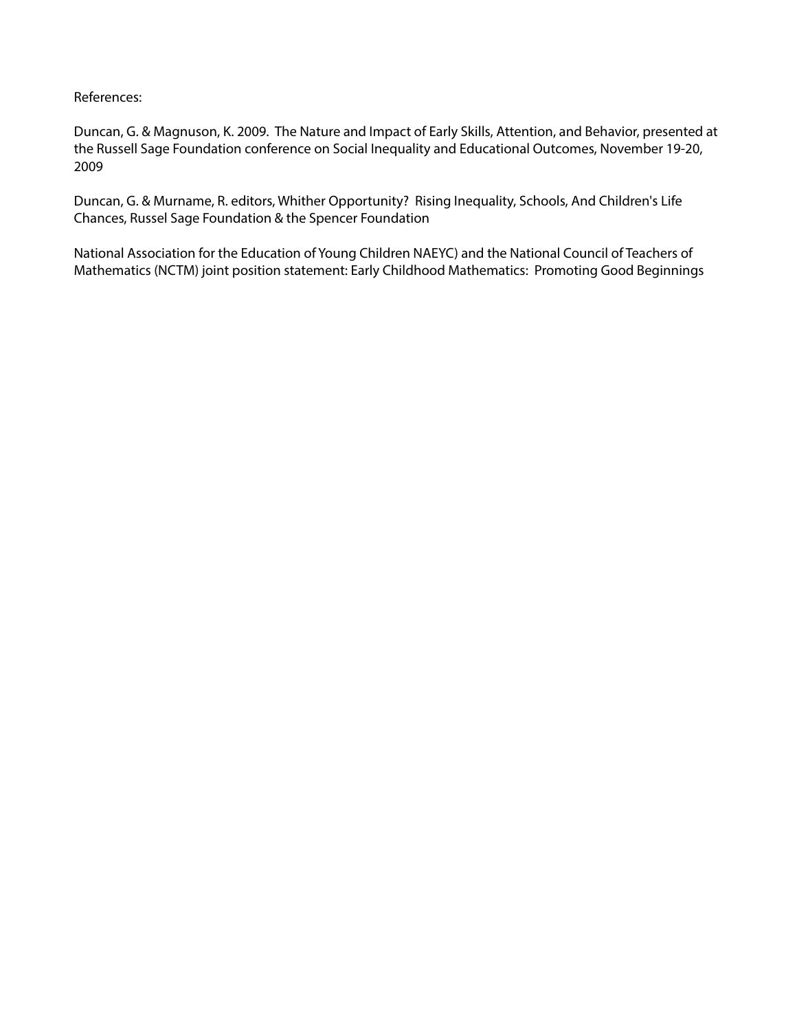References:

Duncan, G. & Magnuson, K. 2009. The Nature and Impact of Early Skills, Attention, and Behavior, presented at the Russell Sage Foundation conference on Social Inequality and Educational Outcomes, November 19-20, 2009

Duncan, G. & Murname, R. editors, Whither Opportunity? Rising Inequality, Schools, And Children's Life Chances, Russel Sage Foundation & the Spencer Foundation

National Association for the Education of Young Children NAEYC) and the National Council of Teachers of Mathematics (NCTM) joint position statement: Early Childhood Mathematics: Promoting Good Beginnings